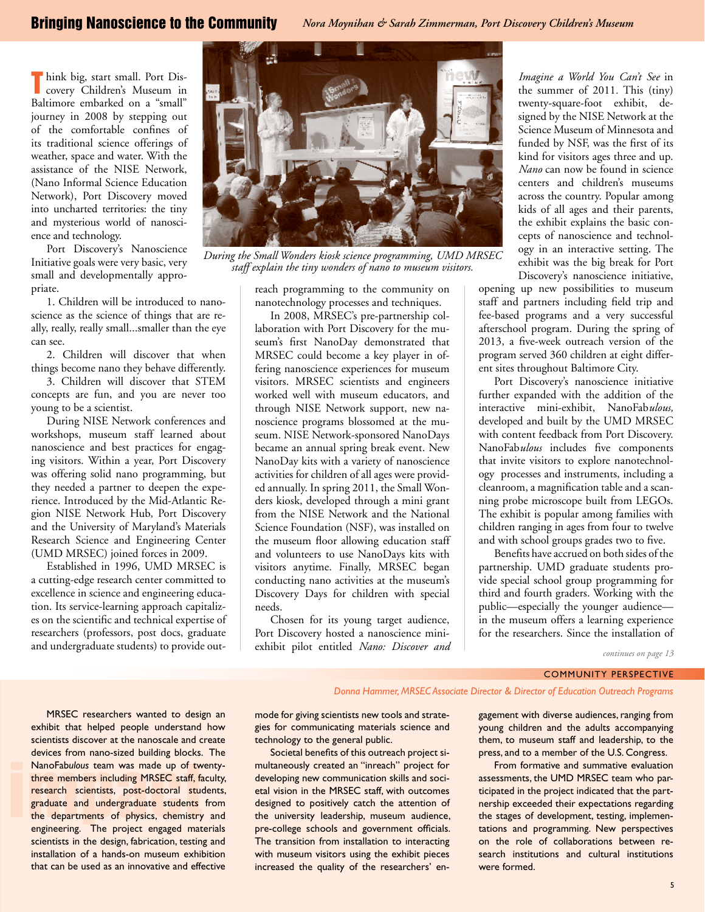# Bringing Nanoscience to the Community

*Nora Moynihan & Sarah Zimmerman, Port Discovery Children's Museum*

Think big, start small. Port Discovery Children's Museum in Baltimore embarked on a "small" journey in 2008 by stepping out of the comfortable confines of its traditional science offerings of weather, space and water. With the assistance of the NISE Network, (Nano Informal Science Education Network), Port Discovery moved into uncharted territories: the tiny and mysterious world of nanoscience and technology.

Port Discovery's Nanoscience Initiative goals were very basic, very small and developmentally appropriate.

1. Children will be introduced to nanoscience as the science of things that are really, really, really small...smaller than the eye can see.
2. Children will discover that when things become nano they behave differently.
3. Children will discover that STEM concepts are fun, and you are never too young to be a scientist.

During NISE Network conferences and workshops, museum staff learned about nanoscience and best practices for engaging visitors. Within a year, Port Discovery was offering solid nano programming, but they needed a partner to deepen the experience. Introduced by the Mid-Atlantic Region NISE Network Hub, Port Discovery and the University of Maryland's Materials Research Science and Engineering Center (UMD MRSEC) joined forces in 2009.

Established in 1996, UMD MRSEC is a cutting-edge research center committed to excellence in science and engineering education. Its service-learning approach capitalizes on the scientific and technical expertise of researchers (professors, post docs, graduate and undergraduate students) to provide outreach programming to the community on nanotechnology processes and techniques.

*During the Small Wonders kiosk science programming, UMD MRSEC staff explain the tiny wonders of nano to museum visitors.*

In 2008, MRSEC's pre-partnership collaboration with Port Discovery for the museum's first NanoDay demonstrated that MRSEC could become a key player in offering nanoscience experiences for museum visitors. MRSEC scientists and engineers worked well with museum educators, and through NISE Network support, new nanoscience programs blossomed at the museum. NISE Network-sponsored NanoDays became an annual spring break event. New NanoDay kits with a variety of nanoscience activities for children of all ages were provided annually. In spring 2011, the Small Wonders kiosk, developed through a mini grant from the NISE Network and the National Science Foundation (NSF), was installed on the museum floor allowing education staff and volunteers to use NanoDays kits with visitors anytime. Finally, MRSEC began conducting nano activities at the museum's Discovery Days for children with special needs.

Chosen for its young target audience, Port Discovery hosted a nanoscience mini-exhibit pilot entitled *Nano: Discover and Imagine a World You Can't See* in the summer of 2011. This (tiny) twenty-square-foot exhibit, designed by the NISE Network at the Science Museum of Minnesota and funded by NSF, was the first of its kind for visitors ages three and up. *Nano* can now be found in science centers and children's museums across the country. Popular among kids of all ages and their parents, the exhibit explains the basic concepts of nanoscience and technology in an interactive setting. The exhibit was the big break for Port Discovery's nanoscience initiative, opening up new possibilities to museum staff and partners including field trip and fee-based programs and a very successful afterschool program. During the spring of 2013, a five-week outreach version of the program served 360 children at eight different sites throughout Baltimore City.

Port Discovery's nanoscience initiative further expanded with the addition of the interactive mini-exhibit, NanoFab*ulous,* developed and built by the UMD MRSEC with content feedback from Port Discovery. NanoFab*ulous* includes five components that invite visitors to explore nanotechnology processes and instruments, including a cleanroom, a magnification table and a scanning probe microscope built from LEGOs. The exhibit is popular among families with children ranging in ages from four to twelve and with school groups grades two to five.

Benefits have accrued on both sides of the partnership. UMD graduate students provide special school group programming for third and fourth graders. Working with the public—especially the younger audience—in the museum offers a learning experience for the researchers. Since the installation of

*continues on page 13*

## COMMUNITY PERSPECTIVE

*Donna Hammer, MRSEC Associate Director & Director of Education Outreach Programs*

MRSEC researchers wanted to design an exhibit that helped people understand how scientists discover at the nanoscale and create devices from nano-sized building blocks. The NanoFab*ulous* team was made up of twenty-three members including MRSEC staff, faculty, research scientists, post-doctoral students, graduate and undergraduate students from the departments of physics, chemistry and engineering. The project engaged materials scientists in the design, fabrication, testing and installation of a hands-on museum exhibition that can be used as an innovative and effective mode for giving scientists new tools and strategies for communicating materials science and technology to the general public.

Societal benefits of this outreach project simultaneously created an "inreach" project for developing new communication skills and societal vision in the MRSEC staff, with outcomes designed to positively catch the attention of the university leadership, museum audience, pre-college schools and government officials. The transition from installation to interacting with museum visitors using the exhibit pieces increased the quality of the researchers' engagement with diverse audiences, ranging from young children and the adults accompanying them, to museum staff and leadership, to the press, and to a member of the U.S. Congress.

From formative and summative evaluation assessments, the UMD MRSEC team who participated in the project indicated that the partnership exceeded their expectations regarding the stages of development, testing, implementations and programming. New perspectives on the role of collaborations between research institutions and cultural institutions were formed.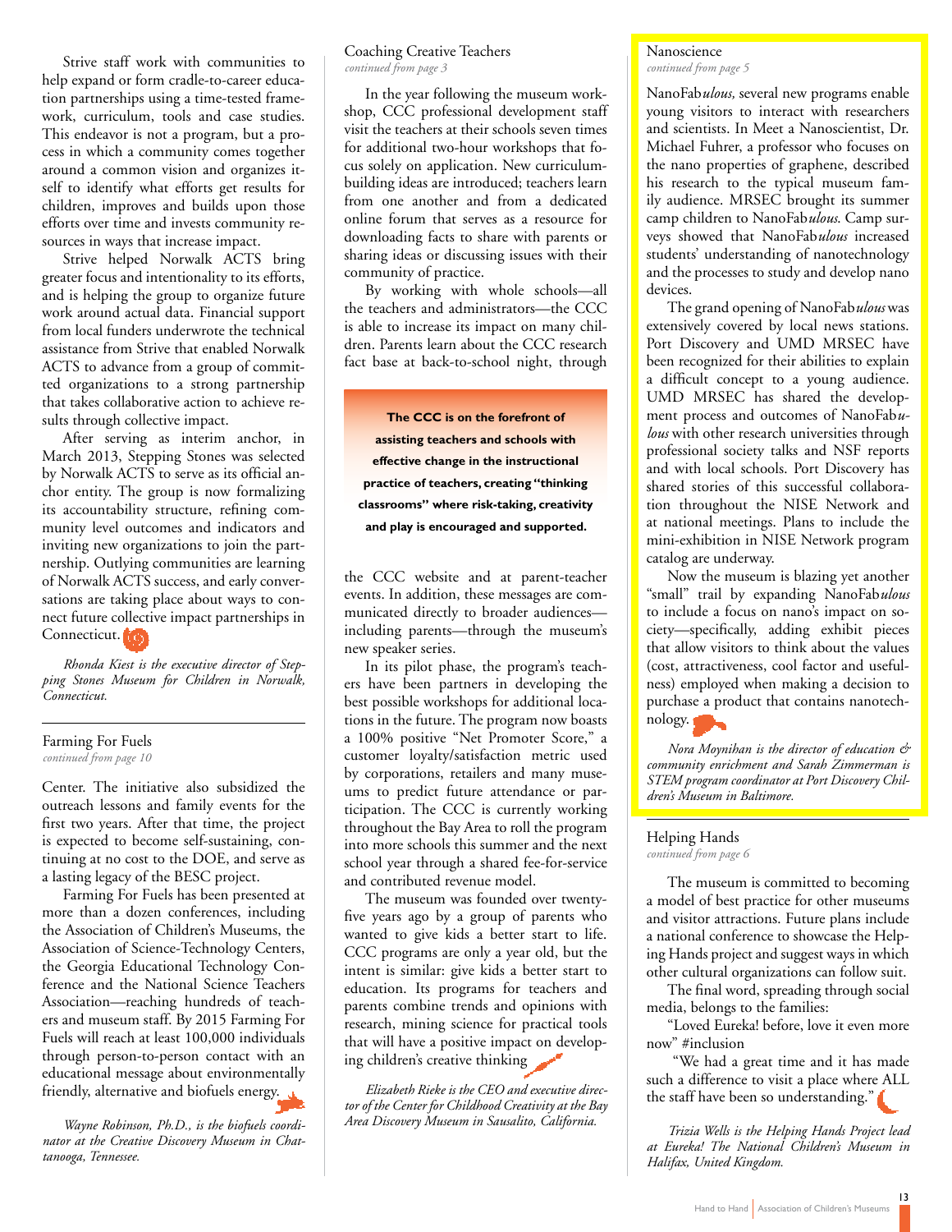Strive staff work with communities to help expand or form cradle-to-career education partnerships using a time-tested framework, curriculum, tools and case studies. This endeavor is not a program, but a process in which a community comes together around a common vision and organizes itself to identify what efforts get results for children, improves and builds upon those efforts over time and invests community resources in ways that increase impact.

Strive helped Norwalk ACTS bring greater focus and intentionality to its efforts, and is helping the group to organize future work around actual data. Financial support from local funders underwrote the technical assistance from Strive that enabled Norwalk ACTS to advance from a group of committed organizations to a strong partnership that takes collaborative action to achieve results through collective impact.

After serving as interim anchor, in March 2013, Stepping Stones was selected by Norwalk ACTS to serve as its official anchor entity. The group is now formalizing its accountability structure, refining community level outcomes and indicators and inviting new organizations to join the partnership. Outlying communities are learning of Norwalk ACTS success, and early conversations are taking place about ways to connect future collective impact partnerships in Connecticut.

*Rhonda Kiest is the executive director of Stepping Stones Museum for Children in Norwalk, Connecticut.*

## Farming For Fuels

*continued from page 10*

Center. The initiative also subsidized the outreach lessons and family events for the first two years. After that time, the project is expected to become self-sustaining, continuing at no cost to the DOE, and serve as a lasting legacy of the BESC project.

Farming For Fuels has been presented at more than a dozen conferences, including the Association of Children's Museums, the Association of Science-Technology Centers, the Georgia Educational Technology Conference and the National Science Teachers Association—reaching hundreds of teachers and museum staff. By 2015 Farming For Fuels will reach at least 100,000 individuals through person-to-person contact with an educational message about environmentally friendly, alternative and biofuels energy.

*Wayne Robinson, Ph.D., is the biofuels coordinator at the Creative Discovery Museum in Chattanooga, Tennessee.*

## Coaching Creative Teachers

*continued from page 3*

In the year following the museum workshop, CCC professional development staff visit the teachers at their schools seven times for additional two-hour workshops that focus solely on application. New curriculum-building ideas are introduced; teachers learn from one another and from a dedicated online forum that serves as a resource for downloading facts to share with parents or sharing ideas or discussing issues with their community of practice.

By working with whole schools—all the teachers and administrators—the CCC is able to increase its impact on many children. Parents learn about the CCC research fact base at back-to-school night, through the CCC website and at parent-teacher events. In addition, these messages are communicated directly to broader audiences—including parents—through the museum's new speaker series.

**The CCC is on the forefront of assisting teachers and schools with effective change in the instructional practice of teachers, creating "thinking classrooms" where risk-taking, creativity and play is encouraged and supported.**

In its pilot phase, the program's teachers have been partners in developing the best possible workshops for additional locations in the future. The program now boasts a 100% positive "Net Promoter Score," a customer loyalty/satisfaction metric used by corporations, retailers and many museums to predict future attendance or participation. The CCC is currently working throughout the Bay Area to roll the program into more schools this summer and the next school year through a shared fee-for-service and contributed revenue model.

The museum was founded over twenty-five years ago by a group of parents who wanted to give kids a better start to life. CCC programs are only a year old, but the intent is similar: give kids a better start to education. Its programs for teachers and parents combine trends and opinions with research, mining science for practical tools that will have a positive impact on developing children's creative thinking.

*Elizabeth Rieke is the CEO and executive director of the Center for Childhood Creativity at the Bay Area Discovery Museum in Sausalito, California.*

## Nanoscience

*continued from page 5*

NanoFab*ulous,* several new programs enable young visitors to interact with researchers and scientists. In Meet a Nanoscientist, Dr. Michael Fuhrer, a professor who focuses on the nano properties of graphene, described his research to the typical museum family audience. MRSEC brought its summer camp children to NanoFab*ulous.* Camp surveys showed that NanoFab*ulous* increased students' understanding of nanotechnology and the processes to study and develop nano devices.

The grand opening of NanoFab*ulous* was extensively covered by local news stations. Port Discovery and UMD MRSEC have been recognized for their abilities to explain a difficult concept to a young audience. UMD MRSEC has shared the development process and outcomes of NanoFab*ulous* with other research universities through professional society talks and NSF reports and with local schools. Port Discovery has shared stories of this successful collaboration throughout the NISE Network and at national meetings. Plans to include the mini-exhibition in NISE Network program catalog are underway.

Now the museum is blazing yet another "small" trail by expanding NanoFab*ulous* to include a focus on nano's impact on society—specifically, adding exhibit pieces that allow visitors to think about the values (cost, attractiveness, cool factor and usefulness) employed when making a decision to purchase a product that contains nanotechnology.

*Nora Moynihan is the director of education & community enrichment and Sarah Zimmerman is STEM program coordinator at Port Discovery Children's Museum in Baltimore.*

## Helping Hands

*continued from page 6*

The museum is committed to becoming a model of best practice for other museums and visitor attractions. Future plans include a national conference to showcase the Helping Hands project and suggest ways in which other cultural organizations can follow suit.

The final word, spreading through social media, belongs to the families:

"Loved Eureka! before, love it even more now" #inclusion

"We had a great time and it has made such a difference to visit a place where ALL the staff have been so understanding."

*Trizia Wells is the Helping Hands Project lead at Eureka! The National Children's Museum in Halifax, United Kingdom.*